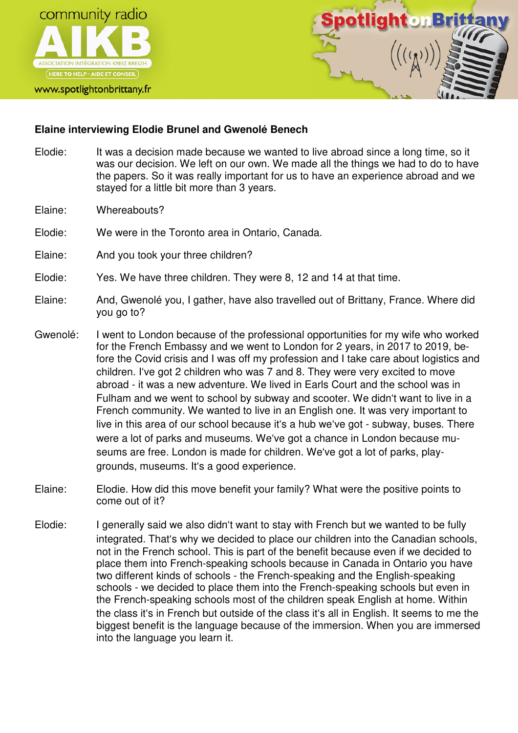**Elaine interviewing Elodie Brunel and Gwenolé Benech**

Elodie: It was a decision made because we wanted to live abroad since a long time, so it was our decision. We left on our own. We made all the things we had to do to have the papers. So it was really important for us to have an experience abroad and we stayed for a little bit more than 3 years.

Elaine: Whereabouts?

Elodie: We were in the Toronto area in Ontario, Canada.

Elaine: And you took your three children?

Elodie: Yes. We have three children. They were 8, 12 and 14 at that time.

Elaine: And, Gwenolé you, I gather, have also travelled out of Brittany, France. Where did you go to?

Gwenolé: I went to London because of the professional opportunities for my wife who worked for the French Embassy and we went to London for 2 years, in 2017 to 2019, before the Covid crisis and I was off my profession and I take care about logistics and children. I've got 2 children who was 7 and 8. They were very excited to move abroad - it was a new adventure. We lived in Earls Court and the school was in Fulham and we went to school by subway and scooter. We didn't want to live in a French community. We wanted to live in an English one. It was very important to live in this area of our school because it's a hub we've got - subway, buses. There were a lot of parks and museums. We've got a chance in London because museums are free. London is made for children. We've got a lot of parks, playgrounds, museums. It's a good experience.

Elaine: Elodie. How did this move benefit your family? What were the positive points to come out of it?

Elodie: I generally said we also didn't want to stay with French but we wanted to be fully integrated. That's why we decided to place our children into the Canadian schools, not in the French school. This is part of the benefit because even if we decided to place them into French-speaking schools because in Canada in Ontario you have two different kinds of schools - the French-speaking and the English-speaking schools - we decided to place them into the French-speaking schools but even in the French-speaking schools most of the children speak English at home. Within the class it's in French but outside of the class it's all in English. It seems to me the biggest benefit is the language because of the immersion. When you are immersed into the language you learn it.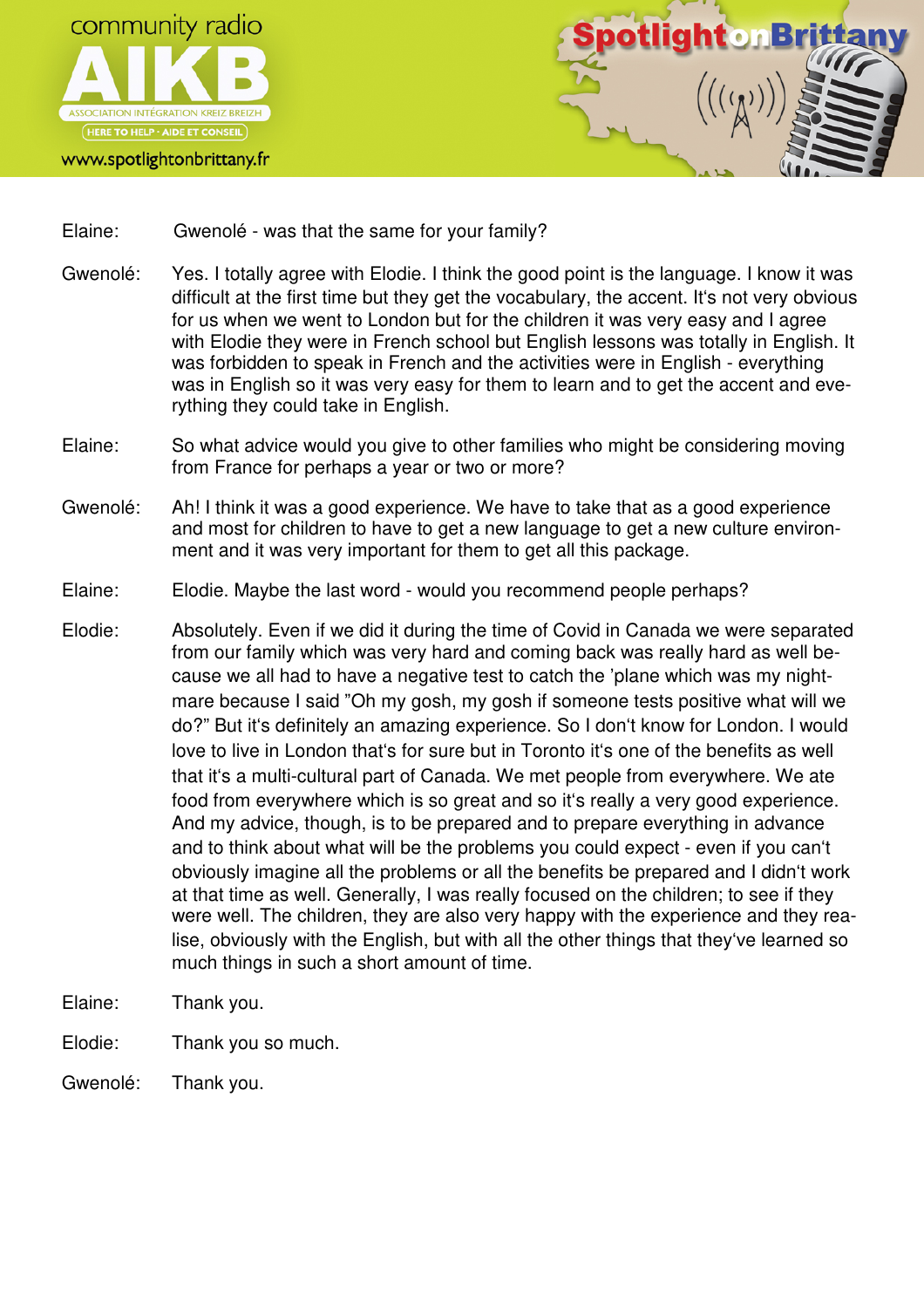Elaine: Gwenolé - was that the same for your family?

Gwenolé: Yes. I totally agree with Elodie. I think the good point is the language. I know it was difficult at the first time but they get the vocabulary, the accent. It's not very obvious for us when we went to London but for the children it was very easy and I agree with Elodie they were in French school but English lessons was totally in English. It was forbidden to speak in French and the activities were in English - everything was in English so it was very easy for them to learn and to get the accent and everything they could take in English.

Elaine: So what advice would you give to other families who might be considering moving from France for perhaps a year or two or more?

Gwenolé: Ah! I think it was a good experience. We have to take that as a good experience and most for children to have to get a new language to get a new culture environment and it was very important for them to get all this package.

Elaine: Elodie. Maybe the last word - would you recommend people perhaps?

Elodie: Absolutely. Even if we did it during the time of Covid in Canada we were separated from our family which was very hard and coming back was really hard as well because we all had to have a negative test to catch the 'plane which was my nightmare because I said "Oh my gosh, my gosh if someone tests positive what will we do?" But it's definitely an amazing experience. So I don't know for London. I would love to live in London that's for sure but in Toronto it's one of the benefits as well that it's a multi-cultural part of Canada. We met people from everywhere. We ate food from everywhere which is so great and so it's really a very good experience. And my advice, though, is to be prepared and to prepare everything in advance and to think about what will be the problems you could expect - even if you can't obviously imagine all the problems or all the benefits be prepared and I didn't work at that time as well. Generally, I was really focused on the children; to see if they were well. The children, they are also very happy with the experience and they realise, obviously with the English, but with all the other things that they've learned so much things in such a short amount of time.

Elaine: Thank you.

Elodie: Thank you so much.

Gwenolé: Thank you.